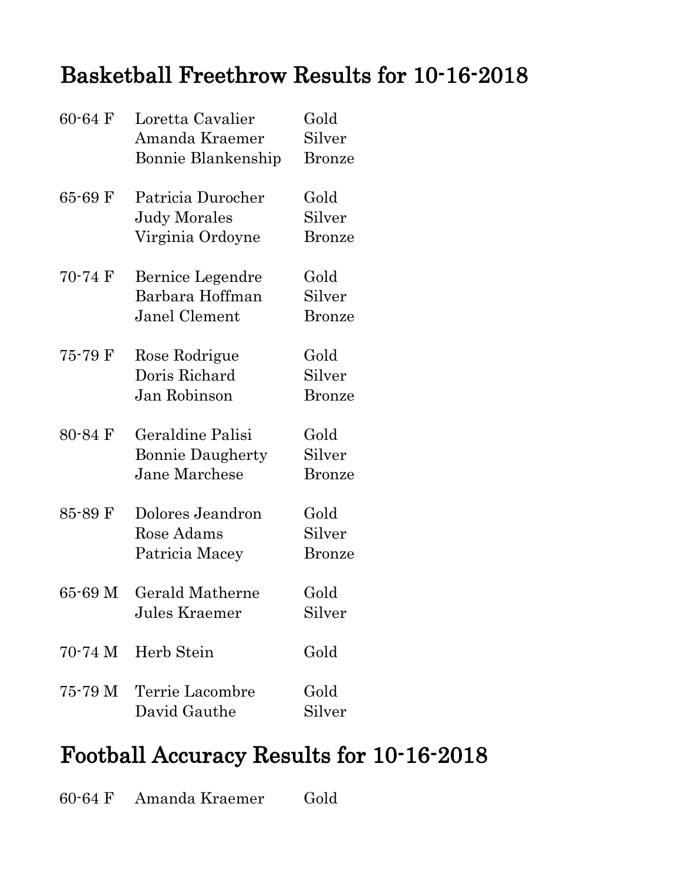## Basketball Freethrow Results for 10-16-2018

| | | |
|---|---|---|
| 60-64 F | Loretta Cavalier | Gold |
| | Amanda Kraemer | Silver |
| | Bonnie Blankenship | Bronze |
| 65-69 F | Patricia Durocher | Gold |
| | Judy Morales | Silver |
| | Virginia Ordoyne | Bronze |
| 70-74 F | Bernice Legendre | Gold |
| | Barbara Hoffman | Silver |
| | Janel Clement | Bronze |
| 75-79 F | Rose Rodrigue | Gold |
| | Doris Richard | Silver |
| | Jan Robinson | Bronze |
| 80-84 F | Geraldine Palisi | Gold |
| | Bonnie Daugherty | Silver |
| | Jane Marchese | Bronze |
| 85-89 F | Dolores Jeandron | Gold |
| | Rose Adams | Silver |
| | Patricia Macey | Bronze |
| 65-69 M | Gerald Matherne | Gold |
| | Jules Kraemer | Silver |
| 70-74 M | Herb Stein | Gold |
| 75-79 M | Terrie Lacombre | Gold |
| | David Gauthe | Silver |

## Football Accuracy Results for 10-16-2018

| | | |
|---|---|---|
| 60-64 F | Amanda Kraemer | Gold |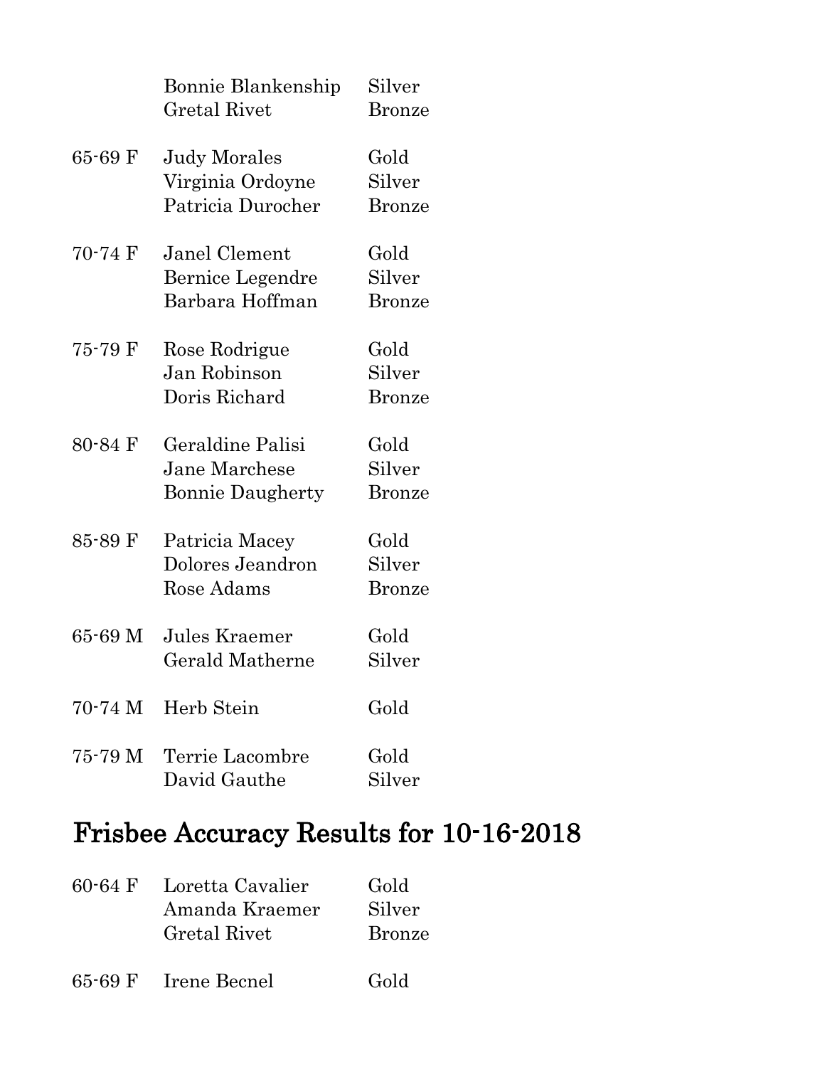| | | |
|---|---|---|
| | Bonnie Blankenship | Silver |
| | Gretal Rivet | Bronze |
| 65-69 F | Judy Morales | Gold |
| | Virginia Ordoyne | Silver |
| | Patricia Durocher | Bronze |
| 70-74 F | Janel Clement | Gold |
| | Bernice Legendre | Silver |
| | Barbara Hoffman | Bronze |
| 75-79 F | Rose Rodrigue | Gold |
| | Jan Robinson | Silver |
| | Doris Richard | Bronze |
| 80-84 F | Geraldine Palisi | Gold |
| | Jane Marchese | Silver |
| | Bonnie Daugherty | Bronze |
| 85-89 F | Patricia Macey | Gold |
| | Dolores Jeandron | Silver |
| | Rose Adams | Bronze |
| 65-69 M | Jules Kraemer | Gold |
| | Gerald Matherne | Silver |
| 70-74 M | Herb Stein | Gold |
| 75-79 M | Terrie Lacombre | Gold |
| | David Gauthe | Silver |

## Frisbee Accuracy Results for 10-16-2018

| | | |
|---|---|---|
| 60-64 F | Loretta Cavalier | Gold |
| | Amanda Kraemer | Silver |
| | Gretal Rivet | Bronze |
| 65-69 F | Irene Becnel | Gold |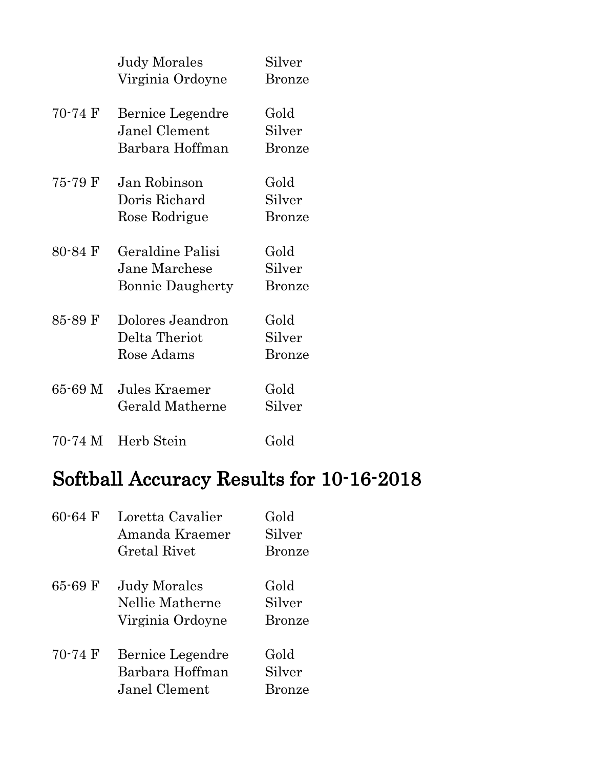| | | |
|---|---|---|
| | Judy Morales | Silver |
| | Virginia Ordoyne | Bronze |
| 70-74 F | Bernice Legendre | Gold |
| | Janel Clement | Silver |
| | Barbara Hoffman | Bronze |
| 75-79 F | Jan Robinson | Gold |
| | Doris Richard | Silver |
| | Rose Rodrigue | Bronze |
| 80-84 F | Geraldine Palisi | Gold |
| | Jane Marchese | Silver |
| | Bonnie Daugherty | Bronze |
| 85-89 F | Dolores Jeandron | Gold |
| | Delta Theriot | Silver |
| | Rose Adams | Bronze |
| 65-69 M | Jules Kraemer | Gold |
| | Gerald Matherne | Silver |
| 70-74 M | Herb Stein | Gold |

## Softball Accuracy Results for 10-16-2018

| | | |
|---|---|---|
| 60-64 F | Loretta Cavalier | Gold |
| | Amanda Kraemer | Silver |
| | Gretal Rivet | Bronze |
| 65-69 F | Judy Morales | Gold |
| | Nellie Matherne | Silver |
| | Virginia Ordoyne | Bronze |
| 70-74 F | Bernice Legendre | Gold |
| | Barbara Hoffman | Silver |
| | Janel Clement | Bronze |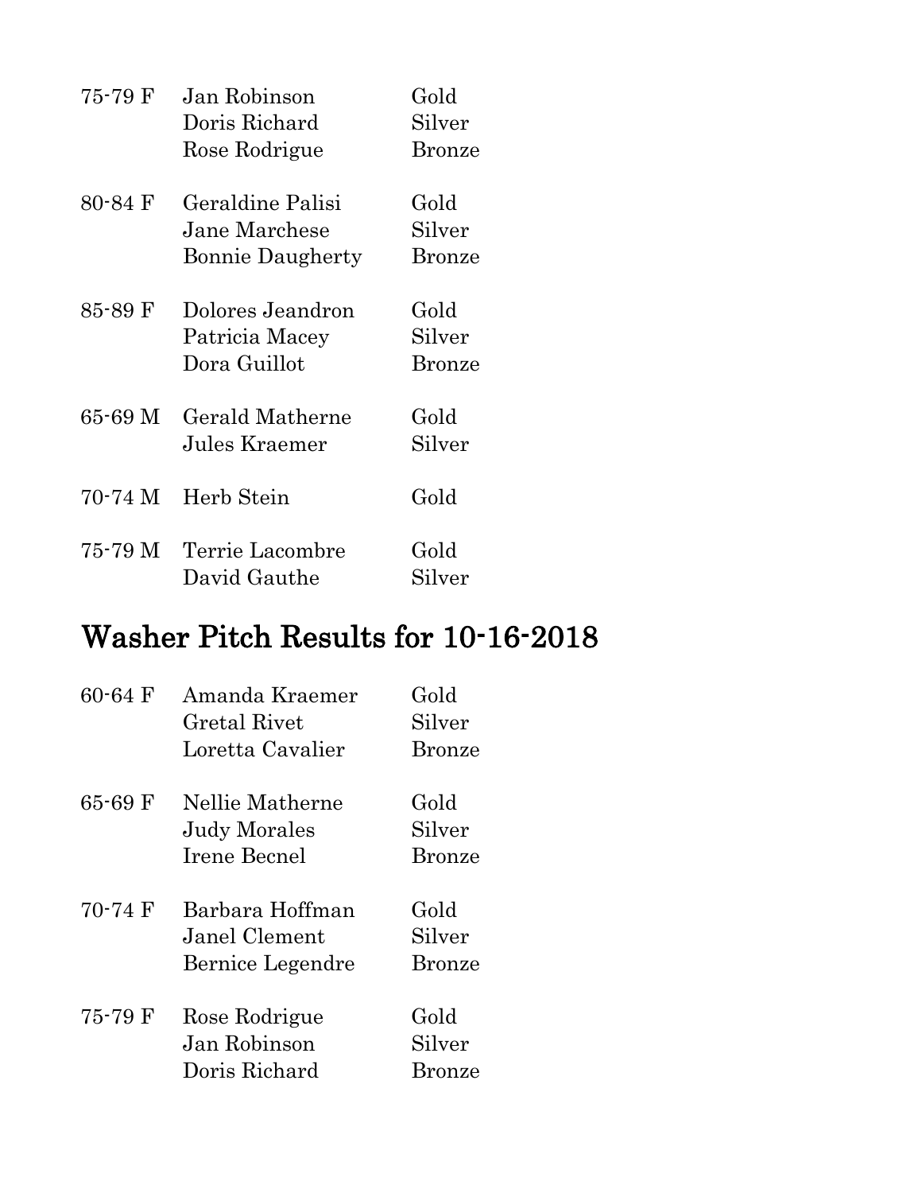| | | |
|---|---|---|
| 75-79 F | Jan Robinson | Gold |
| | Doris Richard | Silver |
| | Rose Rodrigue | Bronze |
| 80-84 F | Geraldine Palisi | Gold |
| | Jane Marchese | Silver |
| | Bonnie Daugherty | Bronze |
| 85-89 F | Dolores Jeandron | Gold |
| | Patricia Macey | Silver |
| | Dora Guillot | Bronze |
| 65-69 M | Gerald Matherne | Gold |
| | Jules Kraemer | Silver |
| 70-74 M | Herb Stein | Gold |
| 75-79 M | Terrie Lacombre | Gold |
| | David Gauthe | Silver |

## Washer Pitch Results for 10-16-2018

| | | |
|---|---|---|
| 60-64 F | Amanda Kraemer | Gold |
| | Gretal Rivet | Silver |
| | Loretta Cavalier | Bronze |
| 65-69 F | Nellie Matherne | Gold |
| | Judy Morales | Silver |
| | Irene Becnel | Bronze |
| 70-74 F | Barbara Hoffman | Gold |
| | Janel Clement | Silver |
| | Bernice Legendre | Bronze |
| 75-79 F | Rose Rodrigue | Gold |
| | Jan Robinson | Silver |
| | Doris Richard | Bronze |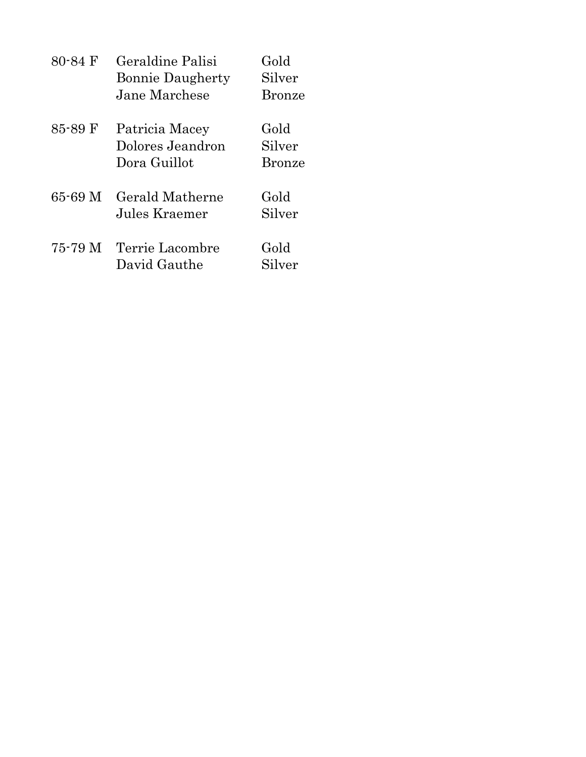| | | |
|---|---|---|
| 80-84 F | Geraldine Palisi | Gold |
| | Bonnie Daugherty | Silver |
| | Jane Marchese | Bronze |
| 85-89 F | Patricia Macey | Gold |
| | Dolores Jeandron | Silver |
| | Dora Guillot | Bronze |
| 65-69 M | Gerald Matherne | Gold |
| | Jules Kraemer | Silver |
| 75-79 M | Terrie Lacombre | Gold |
| | David Gauthe | Silver |